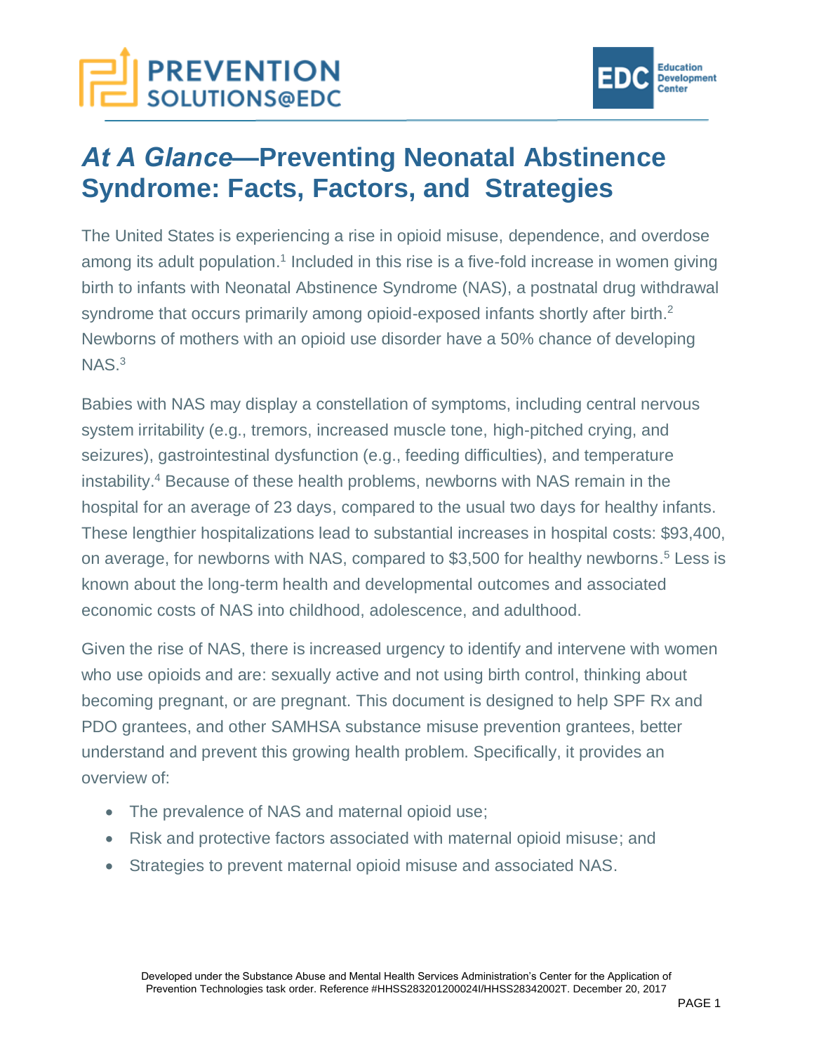# *At A Glance*—Preventing Neonatal Abstinence Syndrome: Facts, Factors, and Strategies

The United States is experiencing a rise in opioid misuse, dependence, and overdose among its adult population.[1] Included in this rise is a five-fold increase in women giving birth to infants with Neonatal Abstinence Syndrome (NAS), a postnatal drug withdrawal syndrome that occurs primarily among opioid-exposed infants shortly after birth.[2] Newborns of mothers with an opioid use disorder have a 50% chance of developing NAS.[3]

Babies with NAS may display a constellation of symptoms, including central nervous system irritability (e.g., tremors, increased muscle tone, high-pitched crying, and seizures), gastrointestinal dysfunction (e.g., feeding difficulties), and temperature instability.[4] Because of these health problems, newborns with NAS remain in the hospital for an average of 23 days, compared to the usual two days for healthy infants. These lengthier hospitalizations lead to substantial increases in hospital costs: $93,400, on average, for newborns with NAS, compared to $3,500 for healthy newborns.[5] Less is known about the long-term health and developmental outcomes and associated economic costs of NAS into childhood, adolescence, and adulthood.

Given the rise of NAS, there is increased urgency to identify and intervene with women who use opioids and are: sexually active and not using birth control, thinking about becoming pregnant, or are pregnant. This document is designed to help SPF Rx and PDO grantees, and other SAMHSA substance misuse prevention grantees, better understand and prevent this growing health problem. Specifically, it provides an overview of:

- The prevalence of NAS and maternal opioid use;
- Risk and protective factors associated with maternal opioid misuse; and
- Strategies to prevent maternal opioid misuse and associated NAS.

Developed under the Substance Abuse and Mental Health Services Administration's Center for the Application of Prevention Technologies task order. Reference #HHSS283201200024I/HHSS28342002T. December 20, 2017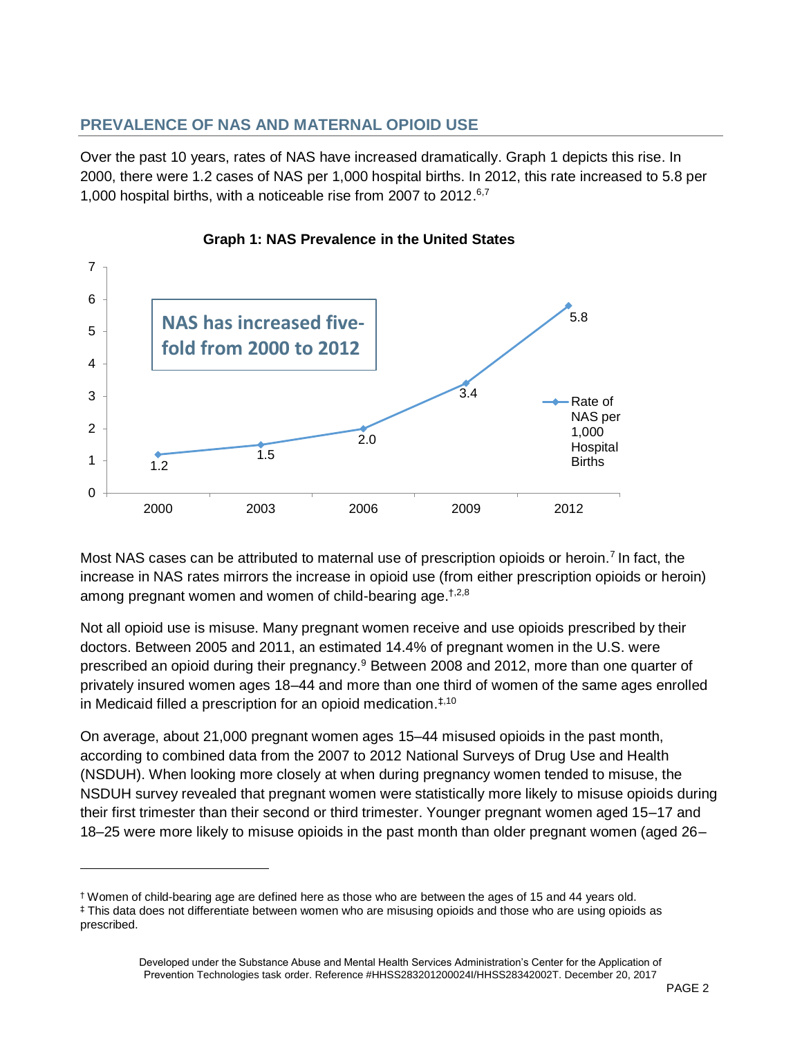## PREVALENCE OF NAS AND MATERNAL OPIOID USE

Over the past 10 years, rates of NAS have increased dramatically. Graph 1 depicts this rise. In 2000, there were 1.2 cases of NAS per 1,000 hospital births. In 2012, this rate increased to 5.8 per 1,000 hospital births, with a noticeable rise from 2007 to 2012.[6,7]

**Graph 1: NAS Prevalence in the United States**

NAS has increased five-fold from 2000 to 2012

| Year | Rate of NAS per 1,000 Hospital Births |
| --- | --- |
| 2000 | 1.2 |
| 2003 | 1.5 |
| 2006 | 2.0 |
| 2009 | 3.4 |
| 2012 | 5.8 |

Most NAS cases can be attributed to maternal use of prescription opioids or heroin.[7] In fact, the increase in NAS rates mirrors the increase in opioid use (from either prescription opioids or heroin) among pregnant women and women of child-bearing age.[†,2,8]

Not all opioid use is misuse. Many pregnant women receive and use opioids prescribed by their doctors. Between 2005 and 2011, an estimated 14.4% of pregnant women in the U.S. were prescribed an opioid during their pregnancy.[9] Between 2008 and 2012, more than one quarter of privately insured women ages 18–44 and more than one third of women of the same ages enrolled in Medicaid filled a prescription for an opioid medication.[‡,10]

On average, about 21,000 pregnant women ages 15–44 misused opioids in the past month, according to combined data from the 2007 to 2012 National Surveys of Drug Use and Health (NSDUH). When looking more closely at when during pregnancy women tended to misuse, the NSDUH survey revealed that pregnant women were statistically more likely to misuse opioids during their first trimester than their second or third trimester. Younger pregnant women aged 15–17 and 18–25 were more likely to misuse opioids in the past month than older pregnant women (aged 26–

[†] Women of child-bearing age are defined here as those who are between the ages of 15 and 44 years old.

[‡] This data does not differentiate between women who are misusing opioids and those who are using opioids as prescribed.

Developed under the Substance Abuse and Mental Health Services Administration's Center for the Application of Prevention Technologies task order. Reference #HHSS283201200024I/HHSS28342002T. December 20, 2017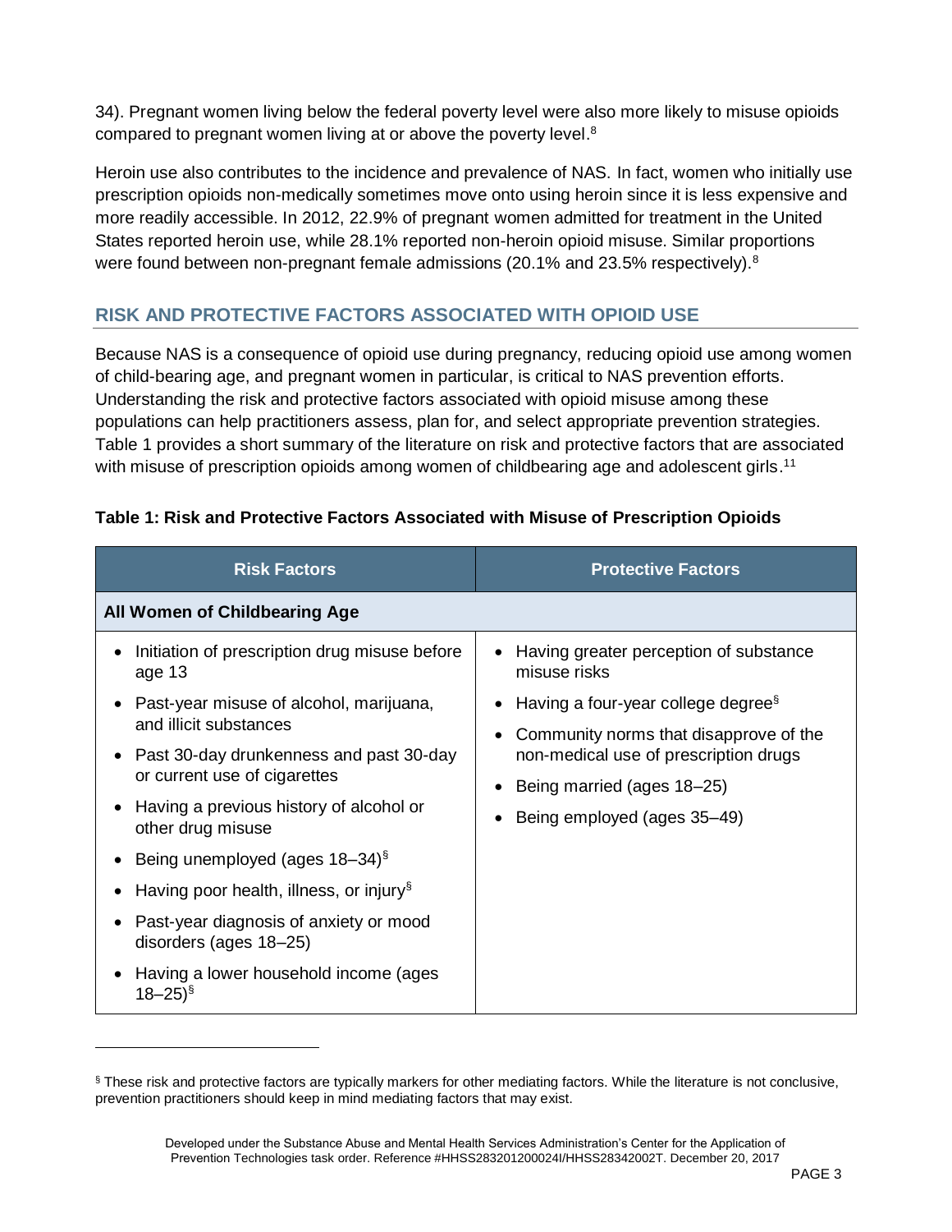34). Pregnant women living below the federal poverty level were also more likely to misuse opioids compared to pregnant women living at or above the poverty level.[8]

Heroin use also contributes to the incidence and prevalence of NAS. In fact, women who initially use prescription opioids non-medically sometimes move onto using heroin since it is less expensive and more readily accessible. In 2012, 22.9% of pregnant women admitted for treatment in the United States reported heroin use, while 28.1% reported non-heroin opioid misuse. Similar proportions were found between non-pregnant female admissions (20.1% and 23.5% respectively).[8]

## RISK AND PROTECTIVE FACTORS ASSOCIATED WITH OPIOID USE

Because NAS is a consequence of opioid use during pregnancy, reducing opioid use among women of child-bearing age, and pregnant women in particular, is critical to NAS prevention efforts. Understanding the risk and protective factors associated with opioid misuse among these populations can help practitioners assess, plan for, and select appropriate prevention strategies. Table 1 provides a short summary of the literature on risk and protective factors that are associated with misuse of prescription opioids among women of childbearing age and adolescent girls.[11]

**Table 1: Risk and Protective Factors Associated with Misuse of Prescription Opioids**

| Risk Factors | Protective Factors |
|---|---|
| **All Women of Childbearing Age** | |
| • Initiation of prescription drug misuse before age 13<br>• Past-year misuse of alcohol, marijuana, and illicit substances<br>• Past 30-day drunkenness and past 30-day or current use of cigarettes<br>• Having a previous history of alcohol or other drug misuse<br>• Being unemployed (ages 18–34)[§]<br>• Having poor health, illness, or injury[§]<br>• Past-year diagnosis of anxiety or mood disorders (ages 18–25)<br>• Having a lower household income (ages 18–25)[§] | • Having greater perception of substance misuse risks<br>• Having a four-year college degree[§]<br>• Community norms that disapprove of the non-medical use of prescription drugs<br>• Being married (ages 18–25)<br>• Being employed (ages 35–49) |

[§] These risk and protective factors are typically markers for other mediating factors. While the literature is not conclusive, prevention practitioners should keep in mind mediating factors that may exist.

Developed under the Substance Abuse and Mental Health Services Administration's Center for the Application of Prevention Technologies task order. Reference #HHSS283201200024I/HHSS28342002T. December 20, 2017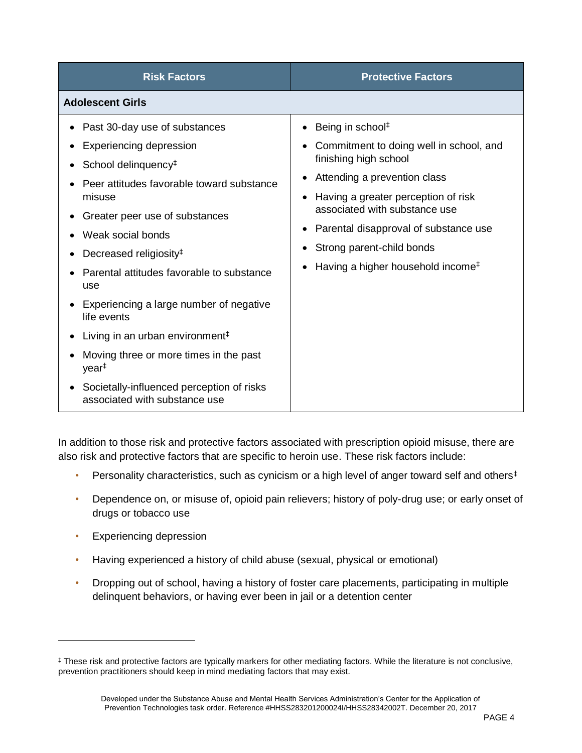| Risk Factors | Protective Factors |
| --- | --- |
| **Adolescent Girls** | |
| • Past 30-day use of substances<br>• Experiencing depression<br>• School delinquency‡<br>• Peer attitudes favorable toward substance misuse<br>• Greater peer use of substances<br>• Weak social bonds<br>• Decreased religiosity‡<br>• Parental attitudes favorable to substance use<br>• Experiencing a large number of negative life events<br>• Living in an urban environment‡<br>• Moving three or more times in the past year‡<br>• Societally-influenced perception of risks associated with substance use | • Being in school‡<br>• Commitment to doing well in school, and finishing high school<br>• Attending a prevention class<br>• Having a greater perception of risk associated with substance use<br>• Parental disapproval of substance use<br>• Strong parent-child bonds<br>• Having a higher household income‡ |

In addition to those risk and protective factors associated with prescription opioid misuse, there are also risk and protective factors that are specific to heroin use. These risk factors include:

- Personality characteristics, such as cynicism or a high level of anger toward self and others‡
- Dependence on, or misuse of, opioid pain relievers; history of poly-drug use; or early onset of drugs or tobacco use
- Experiencing depression
- Having experienced a history of child abuse (sexual, physical or emotional)
- Dropping out of school, having a history of foster care placements, participating in multiple delinquent behaviors, or having ever been in jail or a detention center

‡ These risk and protective factors are typically markers for other mediating factors. While the literature is not conclusive, prevention practitioners should keep in mind mediating factors that may exist.

Developed under the Substance Abuse and Mental Health Services Administration's Center for the Application of Prevention Technologies task order. Reference #HHSS283201200024I/HHSS28342002T. December 20, 2017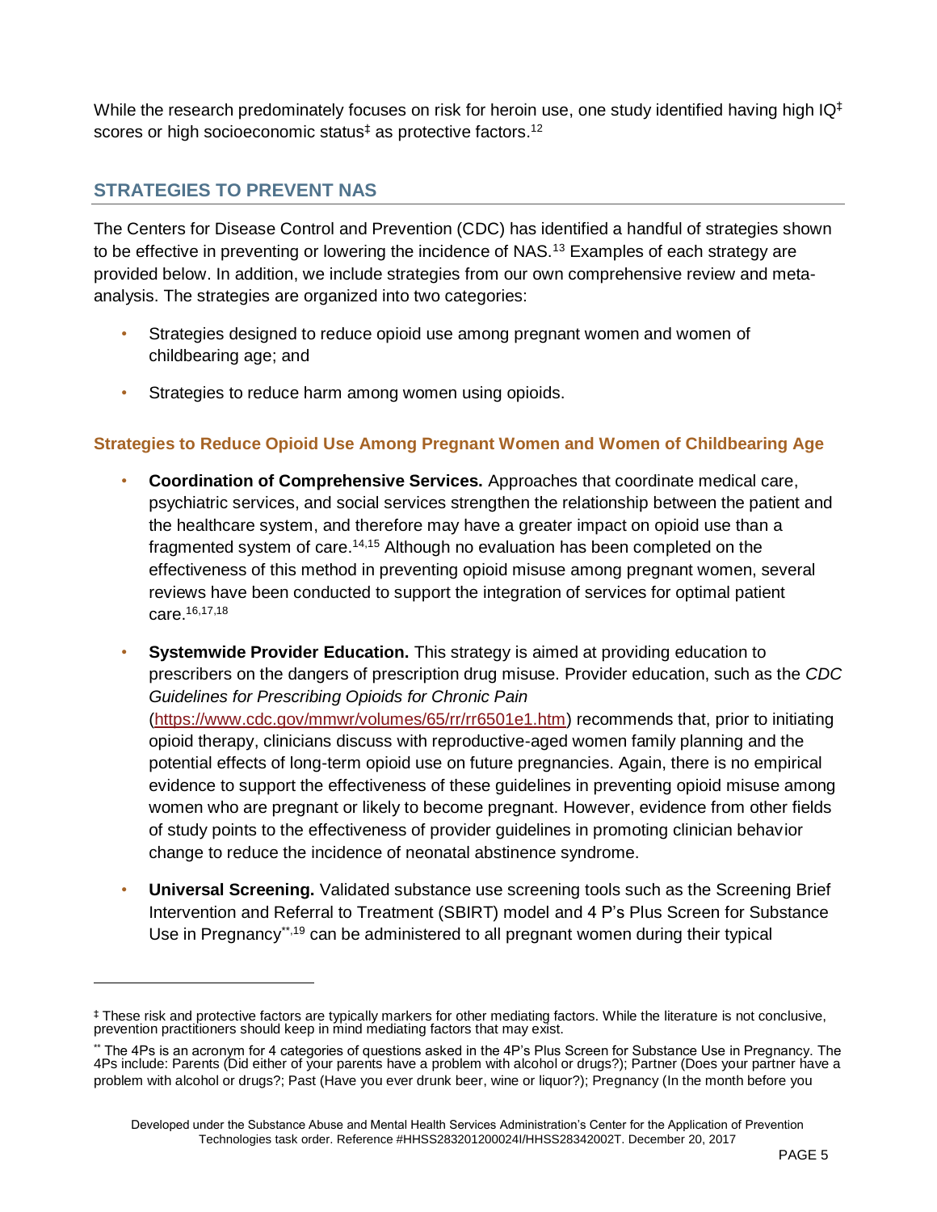While the research predominately focuses on risk for heroin use, one study identified having high IQ[‡] scores or high socioeconomic status[‡] as protective factors.[12]

## STRATEGIES TO PREVENT NAS

The Centers for Disease Control and Prevention (CDC) has identified a handful of strategies shown to be effective in preventing or lowering the incidence of NAS.[13] Examples of each strategy are provided below. In addition, we include strategies from our own comprehensive review and meta-analysis. The strategies are organized into two categories:

- Strategies designed to reduce opioid use among pregnant women and women of childbearing age; and
- Strategies to reduce harm among women using opioids.

### Strategies to Reduce Opioid Use Among Pregnant Women and Women of Childbearing Age

- **Coordination of Comprehensive Services.** Approaches that coordinate medical care, psychiatric services, and social services strengthen the relationship between the patient and the healthcare system, and therefore may have a greater impact on opioid use than a fragmented system of care.[14,15] Although no evaluation has been completed on the effectiveness of this method in preventing opioid misuse among pregnant women, several reviews have been conducted to support the integration of services for optimal patient care.[16,17,18]
- **Systemwide Provider Education.** This strategy is aimed at providing education to prescribers on the dangers of prescription drug misuse. Provider education, such as the *CDC Guidelines for Prescribing Opioids for Chronic Pain* (https://www.cdc.gov/mmwr/volumes/65/rr/rr6501e1.htm) recommends that, prior to initiating opioid therapy, clinicians discuss with reproductive-aged women family planning and the potential effects of long-term opioid use on future pregnancies. Again, there is no empirical evidence to support the effectiveness of these guidelines in preventing opioid misuse among women who are pregnant or likely to become pregnant. However, evidence from other fields of study points to the effectiveness of provider guidelines in promoting clinician behavior change to reduce the incidence of neonatal abstinence syndrome.
- **Universal Screening.** Validated substance use screening tools such as the Screening Brief Intervention and Referral to Treatment (SBIRT) model and 4 P's Plus Screen for Substance Use in Pregnancy[**,19] can be administered to all pregnant women during their typical

---

[‡] These risk and protective factors are typically markers for other mediating factors. While the literature is not conclusive, prevention practitioners should keep in mind mediating factors that may exist.

[**] The 4Ps is an acronym for 4 categories of questions asked in the 4P's Plus Screen for Substance Use in Pregnancy. The 4Ps include: Parents (Did either of your parents have a problem with alcohol or drugs?); Partner (Does your partner have a problem with alcohol or drugs?; Past (Have you ever drunk beer, wine or liquor?); Pregnancy (In the month before you

Developed under the Substance Abuse and Mental Health Services Administration's Center for the Application of Prevention Technologies task order. Reference #HHSS283201200024I/HHSS28342002T. December 20, 2017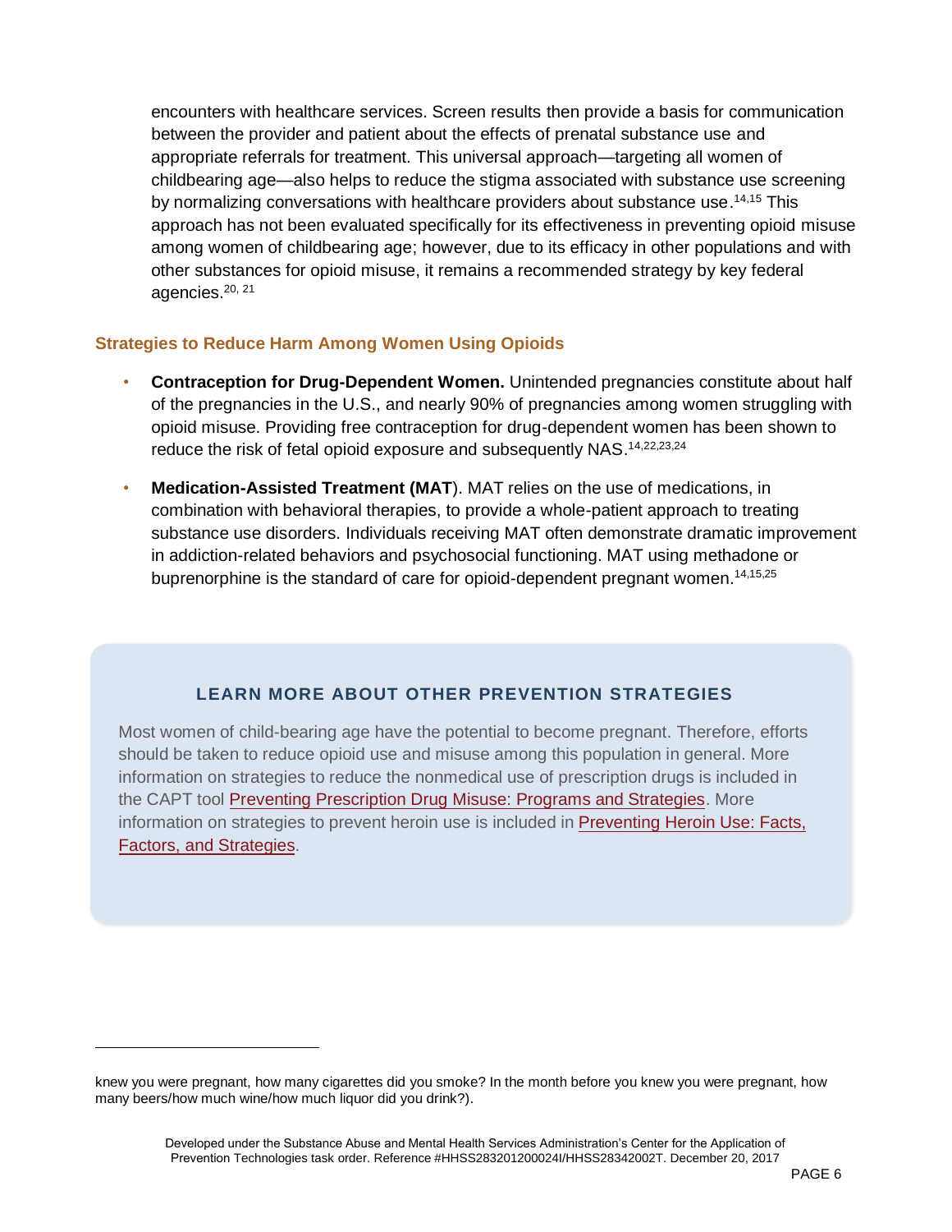encounters with healthcare services. Screen results then provide a basis for communication between the provider and patient about the effects of prenatal substance use and appropriate referrals for treatment. This universal approach—targeting all women of childbearing age—also helps to reduce the stigma associated with substance use screening by normalizing conversations with healthcare providers about substance use.[14,15] This approach has not been evaluated specifically for its effectiveness in preventing opioid misuse among women of childbearing age; however, due to its efficacy in other populations and with other substances for opioid misuse, it remains a recommended strategy by key federal agencies.[20, 21]

### Strategies to Reduce Harm Among Women Using Opioids

- **Contraception for Drug-Dependent Women.** Unintended pregnancies constitute about half of the pregnancies in the U.S., and nearly 90% of pregnancies among women struggling with opioid misuse. Providing free contraception for drug-dependent women has been shown to reduce the risk of fetal opioid exposure and subsequently NAS.[14,22,23,24]
- **Medication-Assisted Treatment (MAT**). MAT relies on the use of medications, in combination with behavioral therapies, to provide a whole-patient approach to treating substance use disorders. Individuals receiving MAT often demonstrate dramatic improvement in addiction-related behaviors and psychosocial functioning. MAT using methadone or buprenorphine is the standard of care for opioid-dependent pregnant women.[14,15,25]

### LEARN MORE ABOUT OTHER PREVENTION STRATEGIES

Most women of child-bearing age have the potential to become pregnant. Therefore, efforts should be taken to reduce opioid use and misuse among this population in general. More information on strategies to reduce the nonmedical use of prescription drugs is included in the CAPT tool Preventing Prescription Drug Misuse: Programs and Strategies. More information on strategies to prevent heroin use is included in Preventing Heroin Use: Facts, Factors, and Strategies.

---

knew you were pregnant, how many cigarettes did you smoke? In the month before you knew you were pregnant, how many beers/how much wine/how much liquor did you drink?).

Developed under the Substance Abuse and Mental Health Services Administration's Center for the Application of Prevention Technologies task order. Reference #HHSS283201200024I/HHSS28342002T. December 20, 2017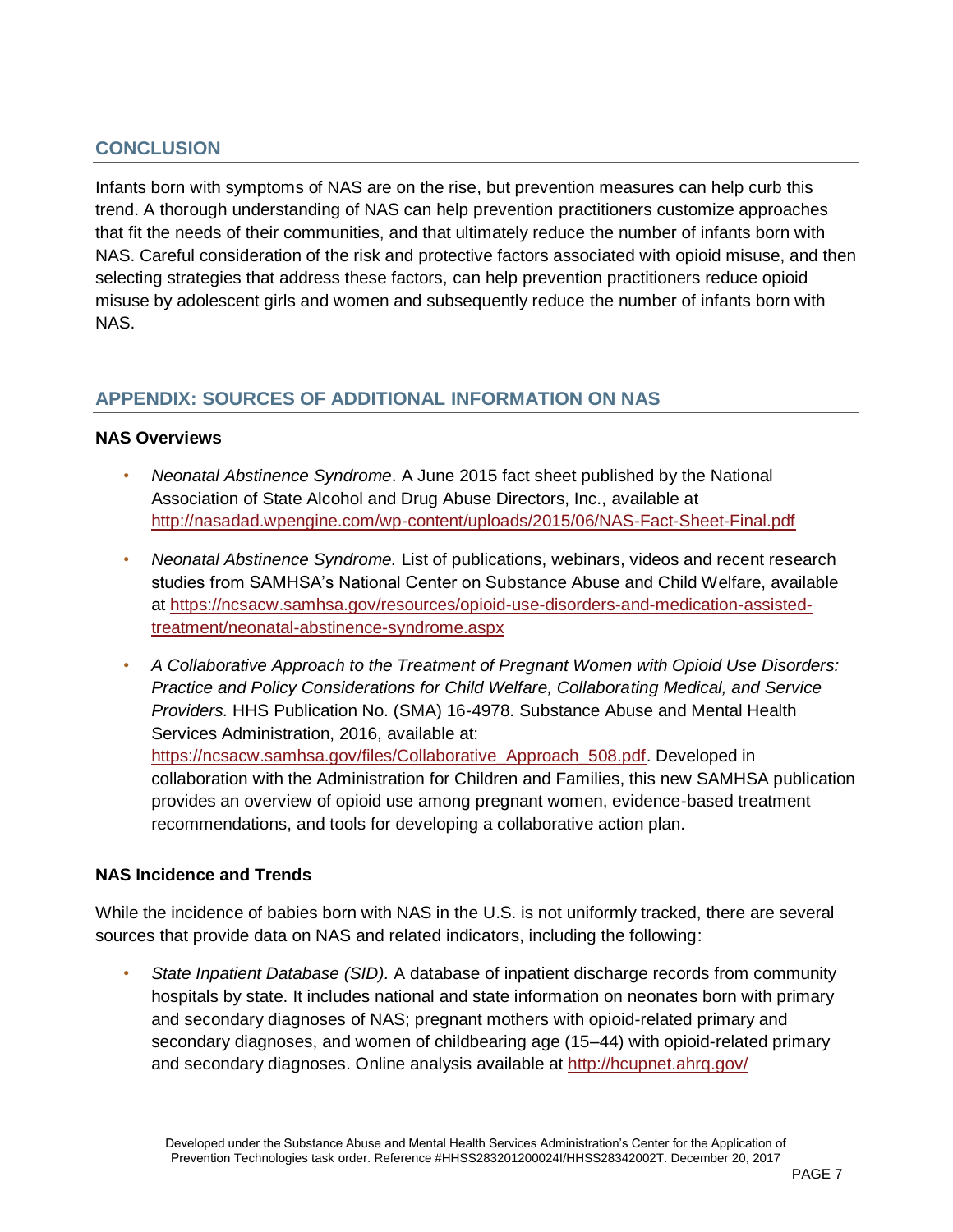## CONCLUSION

Infants born with symptoms of NAS are on the rise, but prevention measures can help curb this trend. A thorough understanding of NAS can help prevention practitioners customize approaches that fit the needs of their communities, and that ultimately reduce the number of infants born with NAS. Careful consideration of the risk and protective factors associated with opioid misuse, and then selecting strategies that address these factors, can help prevention practitioners reduce opioid misuse by adolescent girls and women and subsequently reduce the number of infants born with NAS.

## APPENDIX: SOURCES OF ADDITIONAL INFORMATION ON NAS

### NAS Overviews

- *Neonatal Abstinence Syndrome*. A June 2015 fact sheet published by the National Association of State Alcohol and Drug Abuse Directors, Inc., available at http://nasadad.wpengine.com/wp-content/uploads/2015/06/NAS-Fact-Sheet-Final.pdf
- *Neonatal Abstinence Syndrome.* List of publications, webinars, videos and recent research studies from SAMHSA's National Center on Substance Abuse and Child Welfare, available at https://ncsacw.samhsa.gov/resources/opioid-use-disorders-and-medication-assisted-treatment/neonatal-abstinence-syndrome.aspx
- *A Collaborative Approach to the Treatment of Pregnant Women with Opioid Use Disorders: Practice and Policy Considerations for Child Welfare, Collaborating Medical, and Service Providers.* HHS Publication No. (SMA) 16-4978. Substance Abuse and Mental Health Services Administration, 2016, available at: https://ncsacw.samhsa.gov/files/Collaborative_Approach_508.pdf. Developed in collaboration with the Administration for Children and Families, this new SAMHSA publication provides an overview of opioid use among pregnant women, evidence-based treatment recommendations, and tools for developing a collaborative action plan.

### NAS Incidence and Trends

While the incidence of babies born with NAS in the U.S. is not uniformly tracked, there are several sources that provide data on NAS and related indicators, including the following:

- *State Inpatient Database (SID).* A database of inpatient discharge records from community hospitals by state. It includes national and state information on neonates born with primary and secondary diagnoses of NAS; pregnant mothers with opioid-related primary and secondary diagnoses, and women of childbearing age (15–44) with opioid-related primary and secondary diagnoses. Online analysis available at http://hcupnet.ahrq.gov/

Developed under the Substance Abuse and Mental Health Services Administration's Center for the Application of Prevention Technologies task order. Reference #HHSS283201200024I/HHSS28342002T. December 20, 2017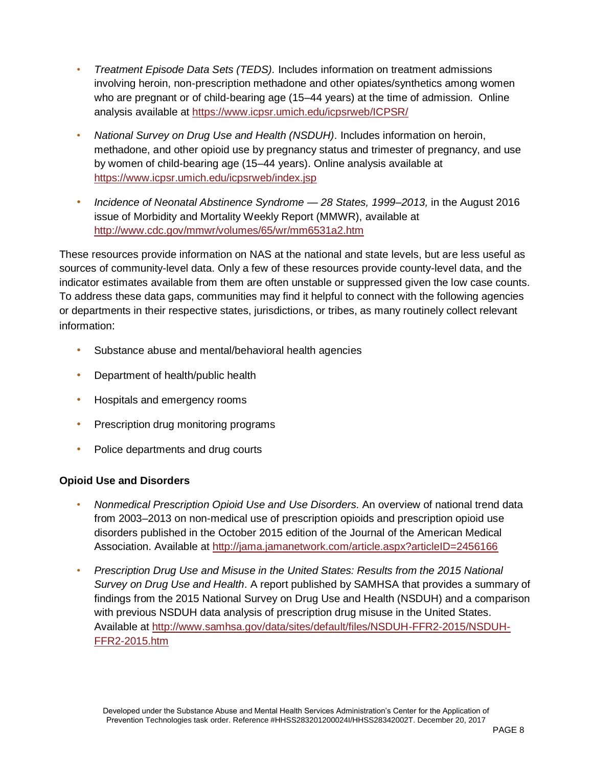- *Treatment Episode Data Sets (TEDS).* Includes information on treatment admissions involving heroin, non-prescription methadone and other opiates/synthetics among women who are pregnant or of child-bearing age (15–44 years) at the time of admission. Online analysis available at https://www.icpsr.umich.edu/icpsrweb/ICPSR/
- *National Survey on Drug Use and Health (NSDUH).* Includes information on heroin, methadone, and other opioid use by pregnancy status and trimester of pregnancy, and use by women of child-bearing age (15–44 years). Online analysis available at https://www.icpsr.umich.edu/icpsrweb/index.jsp
- *Incidence of Neonatal Abstinence Syndrome — 28 States, 1999–2013,* in the August 2016 issue of Morbidity and Mortality Weekly Report (MMWR), available at http://www.cdc.gov/mmwr/volumes/65/wr/mm6531a2.htm

These resources provide information on NAS at the national and state levels, but are less useful as sources of community-level data. Only a few of these resources provide county-level data, and the indicator estimates available from them are often unstable or suppressed given the low case counts. To address these data gaps, communities may find it helpful to connect with the following agencies or departments in their respective states, jurisdictions, or tribes, as many routinely collect relevant information:

- Substance abuse and mental/behavioral health agencies
- Department of health/public health
- Hospitals and emergency rooms
- Prescription drug monitoring programs
- Police departments and drug courts

**Opioid Use and Disorders**

- *Nonmedical Prescription Opioid Use and Use Disorders.* An overview of national trend data from 2003–2013 on non-medical use of prescription opioids and prescription opioid use disorders published in the October 2015 edition of the Journal of the American Medical Association. Available at http://jama.jamanetwork.com/article.aspx?articleID=2456166
- *Prescription Drug Use and Misuse in the United States: Results from the 2015 National Survey on Drug Use and Health*. A report published by SAMHSA that provides a summary of findings from the 2015 National Survey on Drug Use and Health (NSDUH) and a comparison with previous NSDUH data analysis of prescription drug misuse in the United States. Available at http://www.samhsa.gov/data/sites/default/files/NSDUH-FFR2-2015/NSDUH-FFR2-2015.htm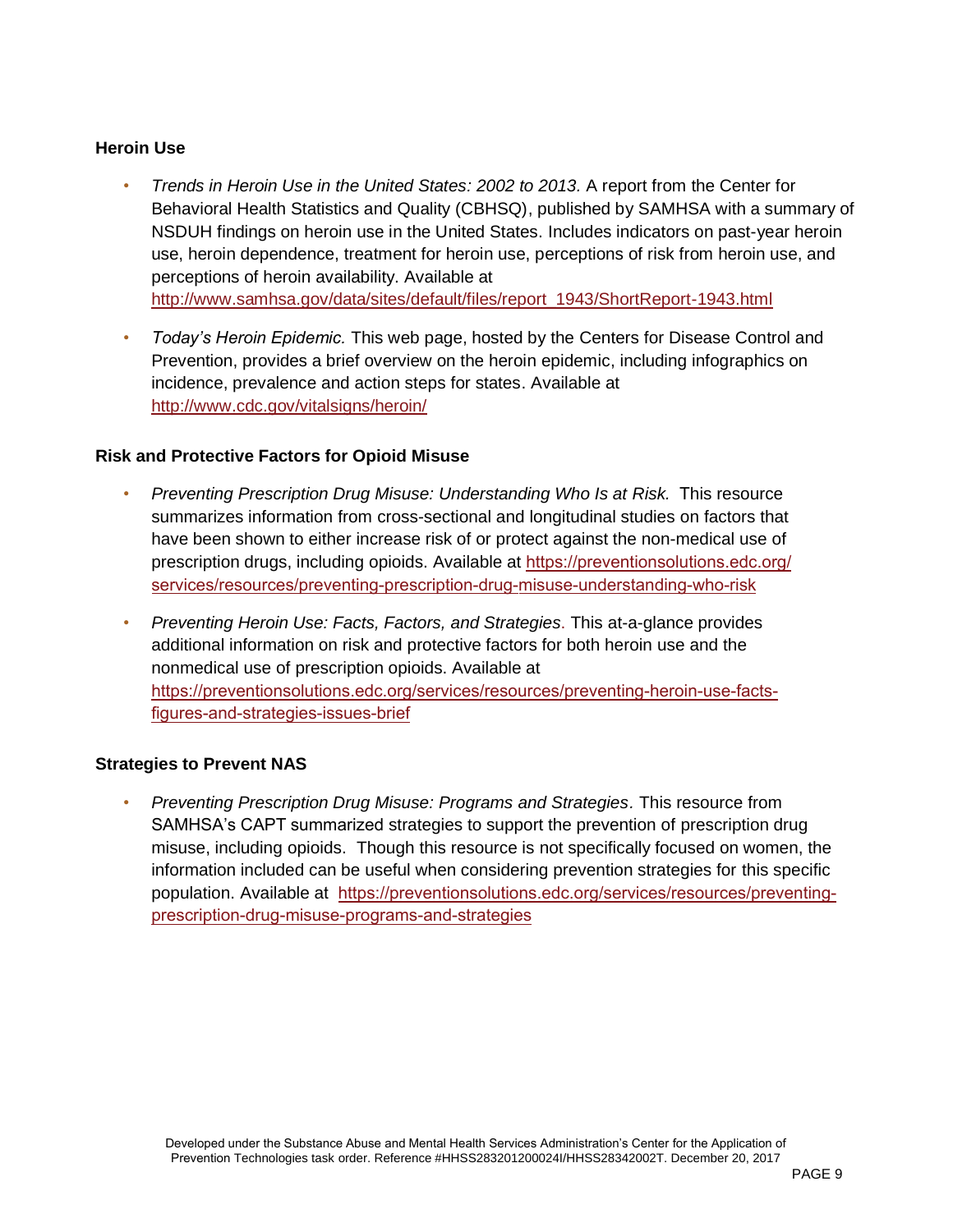### Heroin Use

- *Trends in Heroin Use in the United States: 2002 to 2013.* A report from the Center for Behavioral Health Statistics and Quality (CBHSQ), published by SAMHSA with a summary of NSDUH findings on heroin use in the United States. Includes indicators on past-year heroin use, heroin dependence, treatment for heroin use, perceptions of risk from heroin use, and perceptions of heroin availability. Available at http://www.samhsa.gov/data/sites/default/files/report_1943/ShortReport-1943.html
- *Today's Heroin Epidemic.* This web page, hosted by the Centers for Disease Control and Prevention, provides a brief overview on the heroin epidemic, including infographics on incidence, prevalence and action steps for states. Available at http://www.cdc.gov/vitalsigns/heroin/

### Risk and Protective Factors for Opioid Misuse

- *Preventing Prescription Drug Misuse: Understanding Who Is at Risk.* This resource summarizes information from cross-sectional and longitudinal studies on factors that have been shown to either increase risk of or protect against the non-medical use of prescription drugs, including opioids. Available at https://preventionsolutions.edc.org/services/resources/preventing-prescription-drug-misuse-understanding-who-risk
- *Preventing Heroin Use: Facts, Factors, and Strategies*. This at-a-glance provides additional information on risk and protective factors for both heroin use and the nonmedical use of prescription opioids. Available at https://preventionsolutions.edc.org/services/resources/preventing-heroin-use-facts-figures-and-strategies-issues-brief

### Strategies to Prevent NAS

- *Preventing Prescription Drug Misuse: Programs and Strategies*. This resource from SAMHSA's CAPT summarized strategies to support the prevention of prescription drug misuse, including opioids. Though this resource is not specifically focused on women, the information included can be useful when considering prevention strategies for this specific population. Available at https://preventionsolutions.edc.org/services/resources/preventing-prescription-drug-misuse-programs-and-strategies

Developed under the Substance Abuse and Mental Health Services Administration's Center for the Application of Prevention Technologies task order. Reference #HHSS283201200024I/HHSS28342002T. December 20, 2017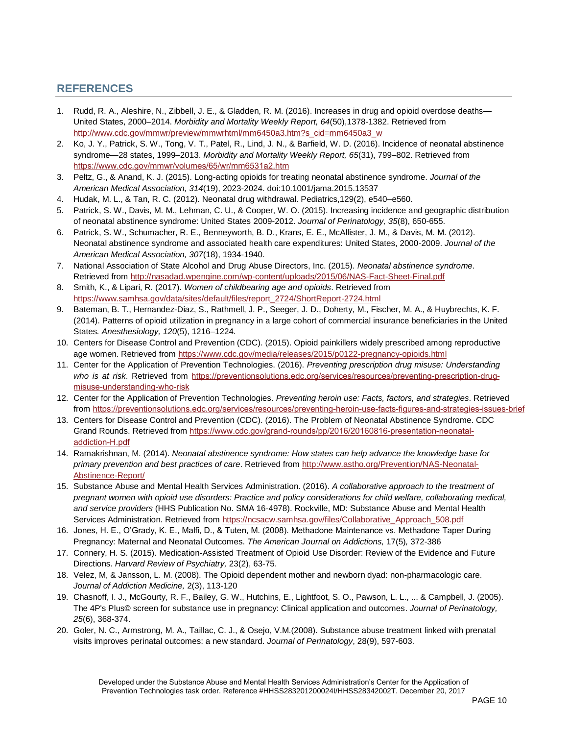## REFERENCES

1. Rudd, R. A., Aleshire, N., Zibbell, J. E., & Gladden, R. M. (2016). Increases in drug and opioid overdose deaths—United States, 2000–2014. *Morbidity and Mortality Weekly Report, 64*(50),1378-1382. Retrieved from http://www.cdc.gov/mmwr/preview/mmwrhtml/mm6450a3.htm?s_cid=mm6450a3_w
2. Ko, J. Y., Patrick, S. W., Tong, V. T., Patel, R., Lind, J. N., & Barfield, W. D. (2016). Incidence of neonatal abstinence syndrome—28 states, 1999–2013. *Morbidity and Mortality Weekly Report, 65*(31), 799–802. Retrieved from https://www.cdc.gov/mmwr/volumes/65/wr/mm6531a2.htm
3. Peltz, G., & Anand, K. J. (2015). Long-acting opioids for treating neonatal abstinence syndrome. *Journal of the American Medical Association, 314*(19), 2023-2024. doi:10.1001/jama.2015.13537
4. Hudak, M. L., & Tan, R. C. (2012). Neonatal drug withdrawal. Pediatrics,129(2), e540–e560.
5. Patrick, S. W., Davis, M. M., Lehman, C. U., & Cooper, W. O. (2015). Increasing incidence and geographic distribution of neonatal abstinence syndrome: United States 2009-2012. *Journal of Perinatology, 35*(8), 650-655.
6. Patrick, S. W., Schumacher, R. E., Benneyworth, B. D., Krans, E. E., McAllister, J. M., & Davis, M. M. (2012). Neonatal abstinence syndrome and associated health care expenditures: United States, 2000-2009. *Journal of the American Medical Association, 307*(18), 1934-1940.
7. National Association of State Alcohol and Drug Abuse Directors, Inc. (2015). *Neonatal abstinence syndrome*. Retrieved from http://nasadad.wpengine.com/wp-content/uploads/2015/06/NAS-Fact-Sheet-Final.pdf
8. Smith, K., & Lipari, R. (2017). *Women of childbearing age and opioids*. Retrieved from https://www.samhsa.gov/data/sites/default/files/report_2724/ShortReport-2724.html
9. Bateman, B. T., Hernandez-Diaz, S., Rathmell, J. P., Seeger, J. D., Doherty, M., Fischer, M. A., & Huybrechts, K. F. (2014). Patterns of opioid utilization in pregnancy in a large cohort of commercial insurance beneficiaries in the United States. *Anesthesiology, 120*(5), 1216–1224.
10. Centers for Disease Control and Prevention (CDC). (2015). Opioid painkillers widely prescribed among reproductive age women. Retrieved from https://www.cdc.gov/media/releases/2015/p0122-pregnancy-opioids.html
11. Center for the Application of Prevention Technologies. (2016). *Preventing prescription drug misuse: Understanding who is at risk*. Retrieved from https://preventionsolutions.edc.org/services/resources/preventing-prescription-drug-misuse-understanding-who-risk
12. Center for the Application of Prevention Technologies. *Preventing heroin use: Facts, factors, and strategies*. Retrieved from https://preventionsolutions.edc.org/services/resources/preventing-heroin-use-facts-figures-and-strategies-issues-brief
13. Centers for Disease Control and Prevention (CDC). (2016). The Problem of Neonatal Abstinence Syndrome. CDC Grand Rounds. Retrieved from https://www.cdc.gov/grand-rounds/pp/2016/20160816-presentation-neonatal-addiction-H.pdf
14. Ramakrishnan, M. (2014). *Neonatal abstinence syndrome: How states can help advance the knowledge base for primary prevention and best practices of care*. Retrieved from http://www.astho.org/Prevention/NAS-Neonatal-Abstinence-Report/
15. Substance Abuse and Mental Health Services Administration. (2016). *A collaborative approach to the treatment of pregnant women with opioid use disorders: Practice and policy considerations for child welfare, collaborating medical, and service providers* (HHS Publication No. SMA 16-4978). Rockville, MD: Substance Abuse and Mental Health Services Administration. Retrieved from https://ncsacw.samhsa.gov/files/Collaborative_Approach_508.pdf
16. Jones, H. E., O'Grady, K. E., Malfi, D., & Tuten, M. (2008). Methadone Maintenance vs. Methadone Taper During Pregnancy: Maternal and Neonatal Outcomes. *The American Journal on Addictions,* 17(5)*,* 372-386
17. Connery, H. S. (2015). Medication-Assisted Treatment of Opioid Use Disorder: Review of the Evidence and Future Directions. *Harvard Review of Psychiatry,* 23(2), 63-75.
18. Velez, M, & Jansson, L. M. (2008). The Opioid dependent mother and newborn dyad: non-pharmacologic care. *Journal of Addiction Medicine,* 2(3), 113-120
19. Chasnoff, I. J., McGourty, R. F., Bailey, G. W., Hutchins, E., Lightfoot, S. O., Pawson, L. L., ... & Campbell, J. (2005). The 4P's Plus© screen for substance use in pregnancy: Clinical application and outcomes. *Journal of Perinatology, 25*(6), 368-374.
20. Goler, N. C., Armstrong, M. A., Taillac, C. J., & Osejo, V.M.(2008). Substance abuse treatment linked with prenatal visits improves perinatal outcomes: a new standard. *Journal of Perinatology*, 28(9), 597-603.

Developed under the Substance Abuse and Mental Health Services Administration's Center for the Application of Prevention Technologies task order. Reference #HHSS283201200024I/HHSS28342002T. December 20, 2017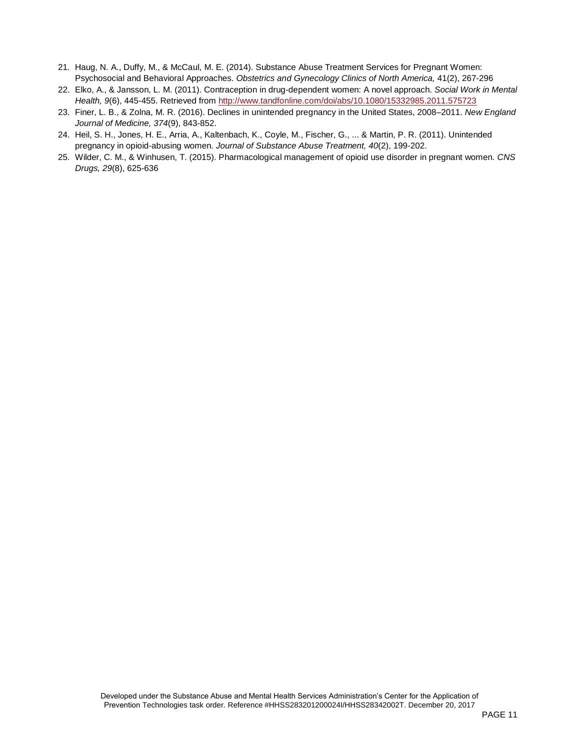21. Haug, N. A., Duffy, M., & McCaul, M. E. (2014). Substance Abuse Treatment Services for Pregnant Women: Psychosocial and Behavioral Approaches. *Obstetrics and Gynecology Clinics of North America,* 41(2), 267-296
22. Elko, A., & Jansson, L. M. (2011). Contraception in drug-dependent women: A novel approach. *Social Work in Mental Health, 9*(6), 445-455. Retrieved from http://www.tandfonline.com/doi/abs/10.1080/15332985.2011.575723
23. Finer, L. B., & Zolna, M. R. (2016). Declines in unintended pregnancy in the United States, 2008–2011. *New England Journal of Medicine, 374*(9), 843-852.
24. Heil, S. H., Jones, H. E., Arria, A., Kaltenbach, K., Coyle, M., Fischer, G., ... & Martin, P. R. (2011). Unintended pregnancy in opioid-abusing women. *Journal of Substance Abuse Treatment, 40*(2), 199-202.
25. Wilder, C. M., & Winhusen, T. (2015). Pharmacological management of opioid use disorder in pregnant women. *CNS Drugs, 29*(8), 625-636

Developed under the Substance Abuse and Mental Health Services Administration's Center for the Application of Prevention Technologies task order. Reference #HHSS283201200024I/HHSS28342002T. December 20, 2017